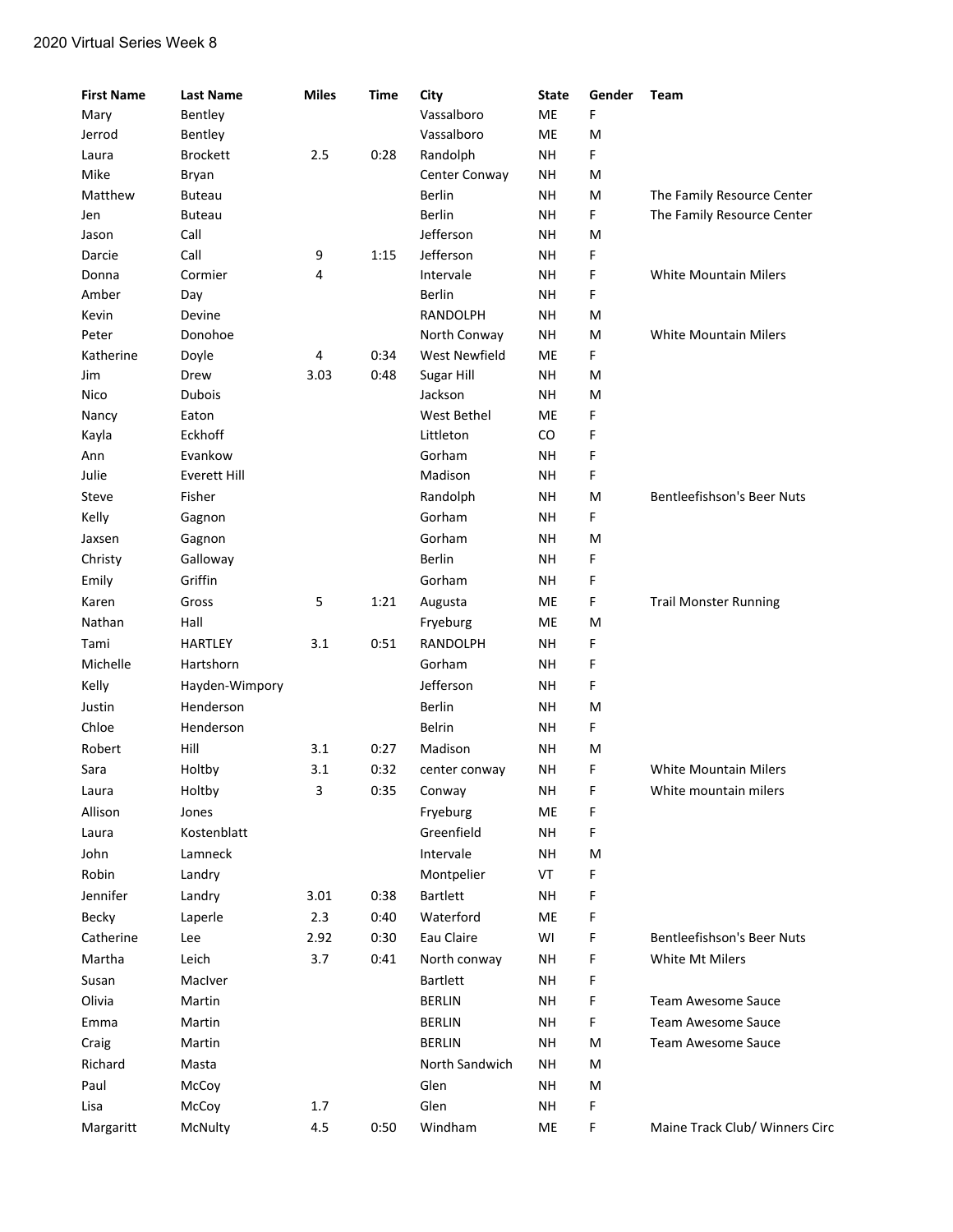# 2020 Virtual Series Week 8

| First Name | Last Name | Miles | Time | City | State | Gender | Team |
|---|---|---|---|---|---|---|---|
| Mary | Bentley | | | Vassalboro | ME | F | |
| Jerrod | Bentley | | | Vassalboro | ME | M | |
| Laura | Brockett | 2.5 | 0:28 | Randolph | NH | F | |
| Mike | Bryan | | | Center Conway | NH | M | |
| Matthew | Buteau | | | Berlin | NH | M | The Family Resource Center |
| Jen | Buteau | | | Berlin | NH | F | The Family Resource Center |
| Jason | Call | | | Jefferson | NH | M | |
| Darcie | Call | 9 | 1:15 | Jefferson | NH | F | |
| Donna | Cormier | 4 | | Intervale | NH | F | White Mountain Milers |
| Amber | Day | | | Berlin | NH | F | |
| Kevin | Devine | | | RANDOLPH | NH | M | |
| Peter | Donohoe | | | North Conway | NH | M | White Mountain Milers |
| Katherine | Doyle | 4 | 0:34 | West Newfield | ME | F | |
| Jim | Drew | 3.03 | 0:48 | Sugar Hill | NH | M | |
| Nico | Dubois | | | Jackson | NH | M | |
| Nancy | Eaton | | | West Bethel | ME | F | |
| Kayla | Eckhoff | | | Littleton | CO | F | |
| Ann | Evankow | | | Gorham | NH | F | |
| Julie | Everett Hill | | | Madison | NH | F | |
| Steve | Fisher | | | Randolph | NH | M | Bentleefishson's Beer Nuts |
| Kelly | Gagnon | | | Gorham | NH | F | |
| Jaxsen | Gagnon | | | Gorham | NH | M | |
| Christy | Galloway | | | Berlin | NH | F | |
| Emily | Griffin | | | Gorham | NH | F | |
| Karen | Gross | 5 | 1:21 | Augusta | ME | F | Trail Monster Running |
| Nathan | Hall | | | Fryeburg | ME | M | |
| Tami | HARTLEY | 3.1 | 0:51 | RANDOLPH | NH | F | |
| Michelle | Hartshorn | | | Gorham | NH | F | |
| Kelly | Hayden-Wimpory | | | Jefferson | NH | F | |
| Justin | Henderson | | | Berlin | NH | M | |
| Chloe | Henderson | | | Belrin | NH | F | |
| Robert | Hill | 3.1 | 0:27 | Madison | NH | M | |
| Sara | Holtby | 3.1 | 0:32 | center conway | NH | F | White Mountain Milers |
| Laura | Holtby | 3 | 0:35 | Conway | NH | F | White mountain milers |
| Allison | Jones | | | Fryeburg | ME | F | |
| Laura | Kostenblatt | | | Greenfield | NH | F | |
| John | Lamneck | | | Intervale | NH | M | |
| Robin | Landry | | | Montpelier | VT | F | |
| Jennifer | Landry | 3.01 | 0:38 | Bartlett | NH | F | |
| Becky | Laperle | 2.3 | 0:40 | Waterford | ME | F | |
| Catherine | Lee | 2.92 | 0:30 | Eau Claire | WI | F | Bentleefishson's Beer Nuts |
| Martha | Leich | 3.7 | 0:41 | North conway | NH | F | White Mt Milers |
| Susan | MacIver | | | Bartlett | NH | F | |
| Olivia | Martin | | | BERLIN | NH | F | Team Awesome Sauce |
| Emma | Martin | | | BERLIN | NH | F | Team Awesome Sauce |
| Craig | Martin | | | BERLIN | NH | M | Team Awesome Sauce |
| Richard | Masta | | | North Sandwich | NH | M | |
| Paul | McCoy | | | Glen | NH | M | |
| Lisa | McCoy | 1.7 | | Glen | NH | F | |
| Margaritt | McNulty | 4.5 | 0:50 | Windham | ME | F | Maine Track Club/ Winners Circ |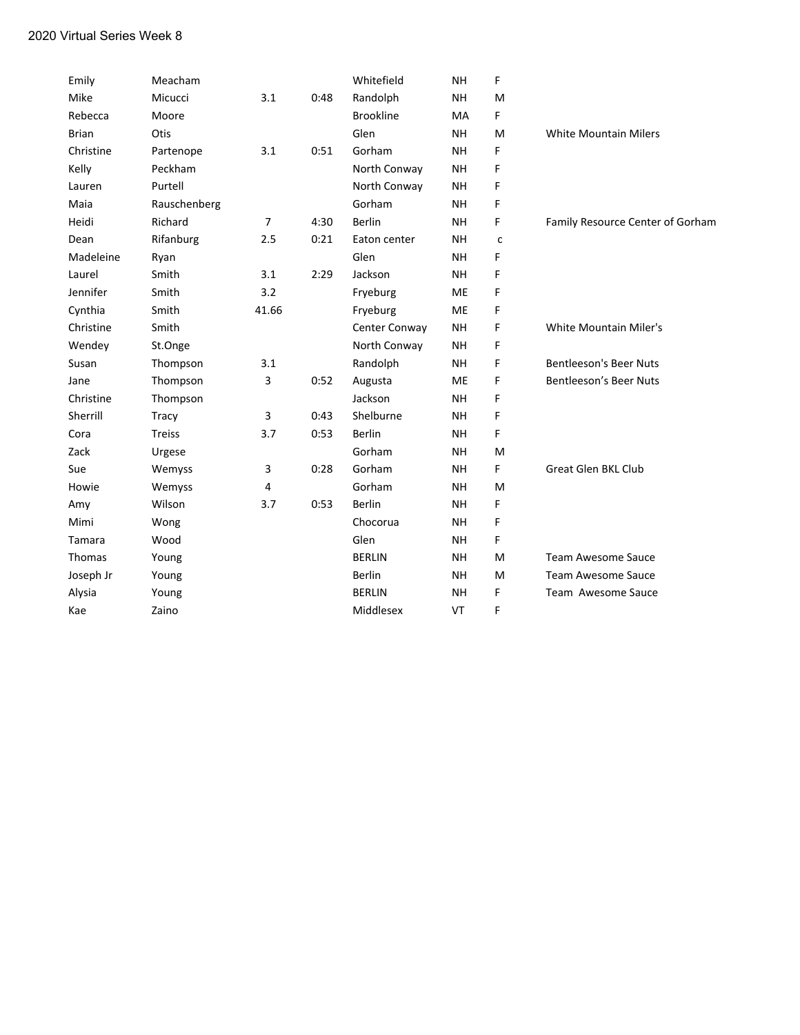2020 Virtual Series Week 8

| | | | | | | | |
|---|---|---|---|---|---|---|---|
| Emily | Meacham | | | Whitefield | NH | F | |
| Mike | Micucci | 3.1 | 0:48 | Randolph | NH | M | |
| Rebecca | Moore | | | Brookline | MA | F | |
| Brian | Otis | | | Glen | NH | M | White Mountain Milers |
| Christine | Partenope | 3.1 | 0:51 | Gorham | NH | F | |
| Kelly | Peckham | | | North Conway | NH | F | |
| Lauren | Purtell | | | North Conway | NH | F | |
| Maia | Rauschenberg | | | Gorham | NH | F | |
| Heidi | Richard | 7 | 4:30 | Berlin | NH | F | Family Resource Center of Gorham |
| Dean | Rifanburg | 2.5 | 0:21 | Eaton center | NH | c | |
| Madeleine | Ryan | | | Glen | NH | F | |
| Laurel | Smith | 3.1 | 2:29 | Jackson | NH | F | |
| Jennifer | Smith | 3.2 | | Fryeburg | ME | F | |
| Cynthia | Smith | 41.66 | | Fryeburg | ME | F | |
| Christine | Smith | | | Center Conway | NH | F | White Mountain Miler's |
| Wendey | St.Onge | | | North Conway | NH | F | |
| Susan | Thompson | 3.1 | | Randolph | NH | F | Bentleeson's Beer Nuts |
| Jane | Thompson | 3 | 0:52 | Augusta | ME | F | Bentleeson's Beer Nuts |
| Christine | Thompson | | | Jackson | NH | F | |
| Sherrill | Tracy | 3 | 0:43 | Shelburne | NH | F | |
| Cora | Treiss | 3.7 | 0:53 | Berlin | NH | F | |
| Zack | Urgese | | | Gorham | NH | M | |
| Sue | Wemyss | 3 | 0:28 | Gorham | NH | F | Great Glen BKL Club |
| Howie | Wemyss | 4 | | Gorham | NH | M | |
| Amy | Wilson | 3.7 | 0:53 | Berlin | NH | F | |
| Mimi | Wong | | | Chocorua | NH | F | |
| Tamara | Wood | | | Glen | NH | F | |
| Thomas | Young | | | BERLIN | NH | M | Team Awesome Sauce |
| Joseph Jr | Young | | | Berlin | NH | M | Team Awesome Sauce |
| Alysia | Young | | | BERLIN | NH | F | Team Awesome Sauce |
| Kae | Zaino | | | Middlesex | VT | F | |